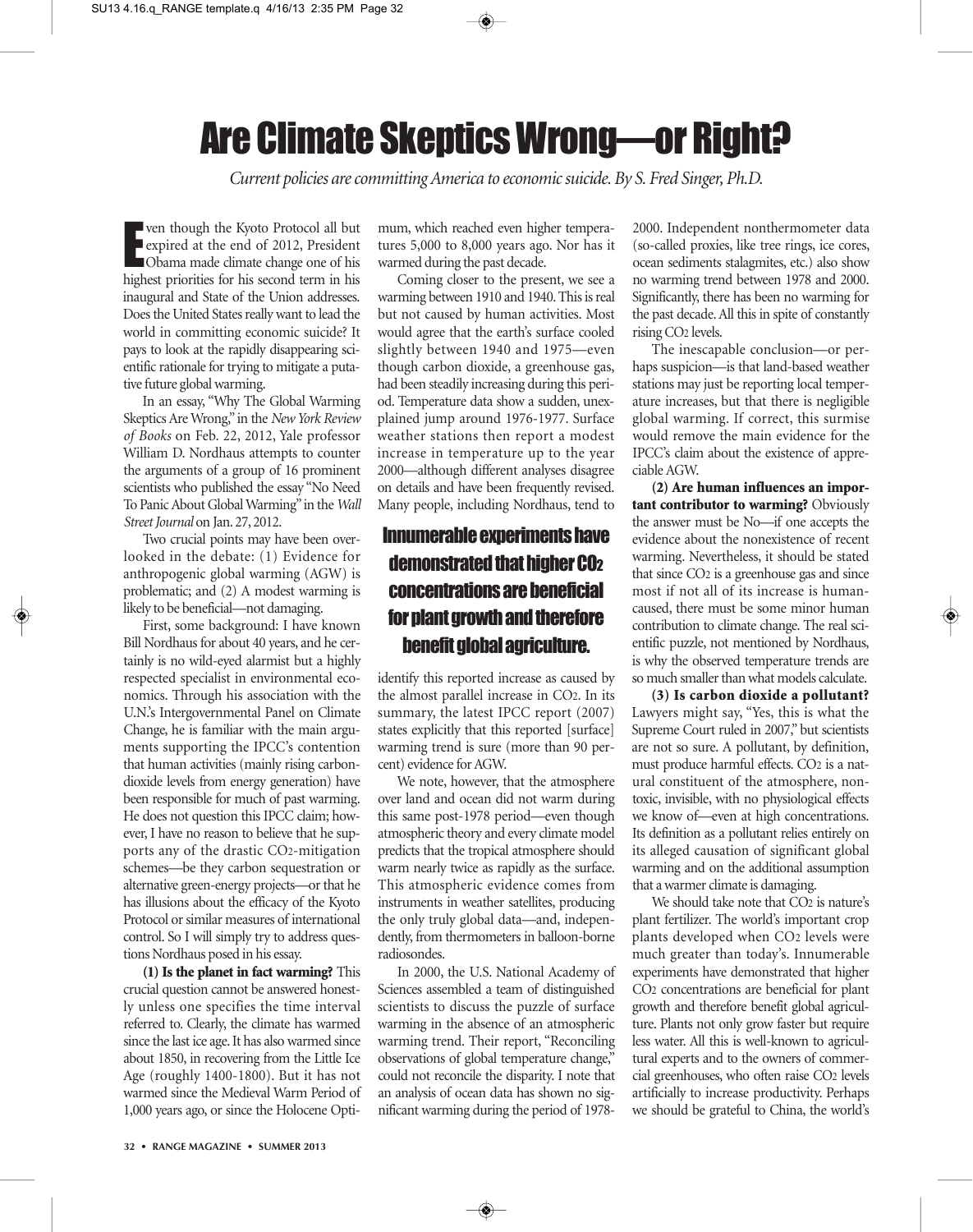# Are Climate Skeptics Wrong—or Right?

*Current policies are committing America to economic suicide. By S. Fred Singer, Ph.D.*

Even though the Kyoto Protocol all but expired at the end of 2012, President Obama made climate change one of his highest priorities for his second term in his inaugural and State of the Union addresses. Does the United States really want to lead the world in committing economic suicide? It pays to look at the rapidly disappearing scientific rationale for trying to mitigate a putative future global warming.

In an essay, "Why The Global Warming Skeptics Are Wrong," in the *New York Review of Books* on Feb. 22, 2012, Yale professor William D. Nordhaus attempts to counter the arguments of a group of 16 prominent scientists who published the essay "No Need To Panic About Global Warming" in the *Wall Street Journal* on Jan. 27, 2012.

Two crucial points may have been overlooked in the debate: (1) Evidence for anthropogenic global warming (AGW) is problematic; and (2) A modest warming is likely to be beneficial—not damaging.

First, some background: I have known Bill Nordhaus for about 40 years, and he certainly is no wild-eyed alarmist but a highly respected specialist in environmental economics. Through his association with the U.N.'s Intergovernmental Panel on Climate Change, he is familiar with the main arguments supporting the IPCC's contention that human activities (mainly rising carbon-dioxide levels from energy generation) have been responsible for much of past warming. He does not question this IPCC claim; however, I have no reason to believe that he supports any of the drastic $CO_2$-mitigation schemes—be they carbon sequestration or alternative green-energy projects—or that he has illusions about the efficacy of the Kyoto Protocol or similar measures of international control. So I will simply try to address questions Nordhaus posed in his essay.

**(1) Is the planet in fact warming?** This crucial question cannot be answered honestly unless one specifies the time interval referred to. Clearly, the climate has warmed since the last ice age. It has also warmed since about 1850, in recovering from the Little Ice Age (roughly 1400-1800). But it has not warmed since the Medieval Warm Period of 1,000 years ago, or since the Holocene Optimum, which reached even higher temperatures 5,000 to 8,000 years ago. Nor has it warmed during the past decade.

Coming closer to the present, we see a warming between 1910 and 1940. This is real but not caused by human activities. Most would agree that the earth's surface cooled slightly between 1940 and 1975—even though carbon dioxide, a greenhouse gas, had been steadily increasing during this period. Temperature data show a sudden, unexplained jump around 1976-1977. Surface weather stations then report a modest increase in temperature up to the year 2000—although different analyses disagree on details and have been frequently revised. Many people, including Nordhaus, tend to identify this reported increase as caused by the almost parallel increase in $CO_2$. In its summary, the latest IPCC report (2007) states explicitly that this reported [surface] warming trend is sure (more than 90 percent) evidence for AGW.

**Innumerable experiments have demonstrated that higher $CO_2$ concentrations are beneficial for plant growth and therefore benefit global agriculture.**

We note, however, that the atmosphere over land and ocean did not warm during this same post-1978 period—even though atmospheric theory and every climate model predicts that the tropical atmosphere should warm nearly twice as rapidly as the surface. This atmospheric evidence comes from instruments in weather satellites, producing the only truly global data—and, independently, from thermometers in balloon-borne radiosondes.

In 2000, the U.S. National Academy of Sciences assembled a team of distinguished scientists to discuss the puzzle of surface warming in the absence of an atmospheric warming trend. Their report, "Reconciling observations of global temperature change," could not reconcile the disparity. I note that an analysis of ocean data has shown no significant warming during the period of 1978-2000. Independent nonthermometer data (so-called proxies, like tree rings, ice cores, ocean sediments stalagmites, etc.) also show no warming trend between 1978 and 2000. Significantly, there has been no warming for the past decade. All this in spite of constantly rising $CO_2$ levels.

The inescapable conclusion—or perhaps suspicion—is that land-based weather stations may just be reporting local temperature increases, but that there is negligible global warming. If correct, this surmise would remove the main evidence for the IPCC's claim about the existence of appreciable AGW.

**(2) Are human influences an important contributor to warming?** Obviously the answer must be No—if one accepts the evidence about the nonexistence of recent warming. Nevertheless, it should be stated that since $CO_2$ is a greenhouse gas and since most if not all of its increase is human-caused, there must be some minor human contribution to climate change. The real scientific puzzle, not mentioned by Nordhaus, is why the observed temperature trends are so much smaller than what models calculate.

**(3) Is carbon dioxide a pollutant?** Lawyers might say, "Yes, this is what the Supreme Court ruled in 2007," but scientists are not so sure. A pollutant, by definition, must produce harmful effects. $CO_2$ is a natural constituent of the atmosphere, non-toxic, invisible, with no physiological effects we know of—even at high concentrations. Its definition as a pollutant relies entirely on its alleged causation of significant global warming and on the additional assumption that a warmer climate is damaging.

We should take note that $CO_2$ is nature's plant fertilizer. The world's important crop plants developed when $CO_2$ levels were much greater than today's. Innumerable experiments have demonstrated that higher $CO_2$ concentrations are beneficial for plant growth and therefore benefit global agriculture. Plants not only grow faster but require less water. All this is well-known to agricultural experts and to the owners of commercial greenhouses, who often raise $CO_2$ levels artificially to increase productivity. Perhaps we should be grateful to China, the world's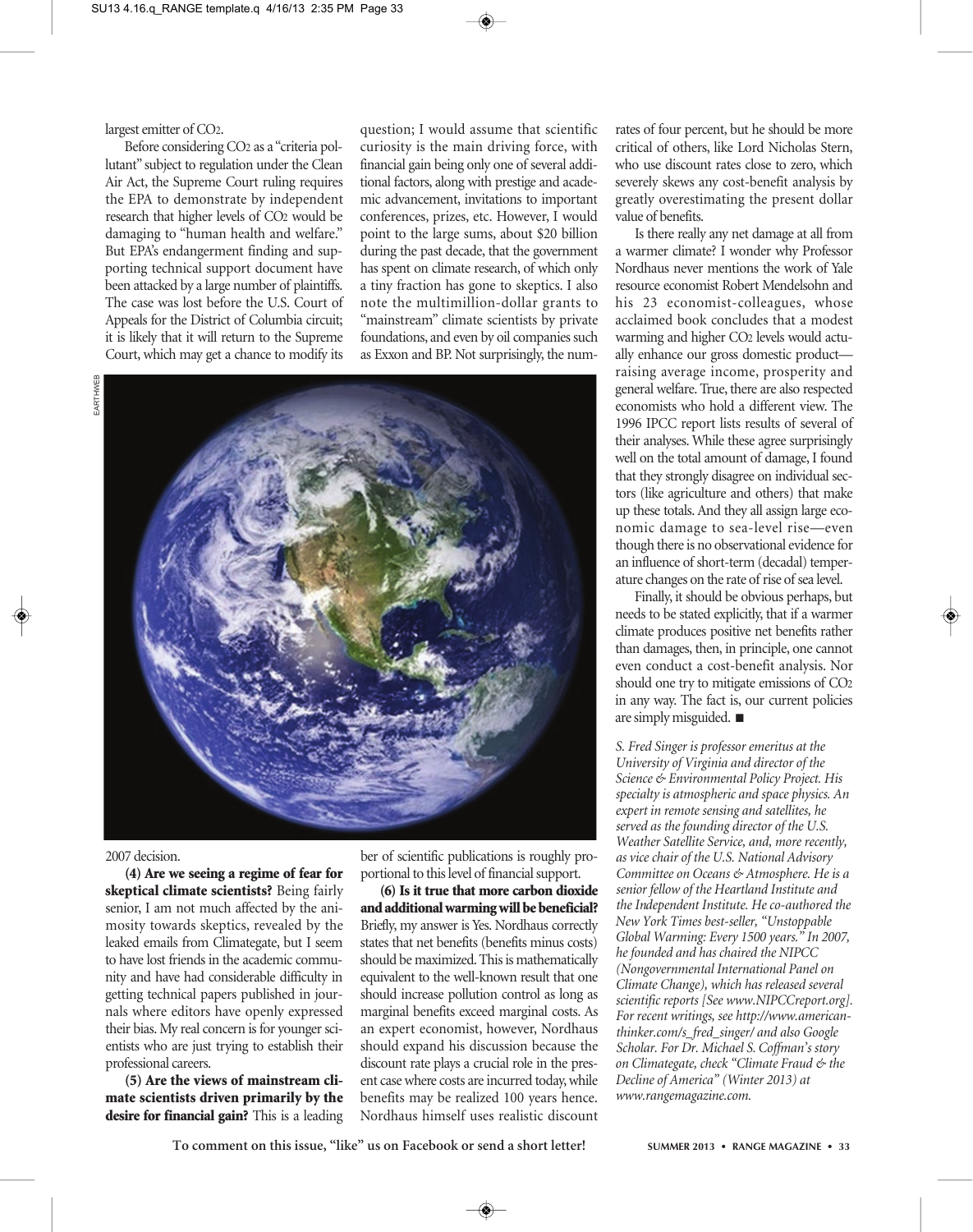largest emitter of $CO_2$.

Before considering $CO_2$ as a "criteria pollutant" subject to regulation under the Clean Air Act, the Supreme Court ruling requires the EPA to demonstrate by independent research that higher levels of $CO_2$ would be damaging to "human health and welfare." But EPA's endangerment finding and supporting technical support document have been attacked by a large number of plaintiffs. The case was lost before the U.S. Court of Appeals for the District of Columbia circuit; it is likely that it will return to the Supreme Court, which may get a chance to modify its 2007 decision.

**(4) Are we seeing a regime of fear for skeptical climate scientists?** Being fairly senior, I am not much affected by the animosity towards skeptics, revealed by the leaked emails from Climategate, but I seem to have lost friends in the academic community and have had considerable difficulty in getting technical papers published in journals where editors have openly expressed their bias. My real concern is for younger scientists who are just trying to establish their professional careers.

**(5) Are the views of mainstream climate scientists driven primarily by the desire for financial gain?** This is a leading question; I would assume that scientific curiosity is the main driving force, with financial gain being only one of several additional factors, along with prestige and academic advancement, invitations to important conferences, prizes, etc. However, I would point to the large sums, about $20 billion during the past decade, that the government has spent on climate research, of which only a tiny fraction has gone to skeptics. I also note the multimillion-dollar grants to "mainstream" climate scientists by private foundations, and even by oil companies such as Exxon and BP. Not surprisingly, the number of scientific publications is roughly proportional to this level of financial support.

**(6) Is it true that more carbon dioxide and additional warming will be beneficial?** Briefly, my answer is Yes. Nordhaus correctly states that net benefits (benefits minus costs) should be maximized. This is mathematically equivalent to the well-known result that one should increase pollution control as long as marginal benefits exceed marginal costs. As an expert economist, however, Nordhaus should expand his discussion because the discount rate plays a crucial role in the present case where costs are incurred today, while benefits may be realized 100 years hence. Nordhaus himself uses realistic discount rates of four percent, but he should be more critical of others, like Lord Nicholas Stern, who use discount rates close to zero, which severely skews any cost-benefit analysis by greatly overestimating the present dollar value of benefits.

Is there really any net damage at all from a warmer climate? I wonder why Professor Nordhaus never mentions the work of Yale resource economist Robert Mendelsohn and his 23 economist-colleagues, whose acclaimed book concludes that a modest warming and higher $CO_2$ levels would actually enhance our gross domestic product—raising average income, prosperity and general welfare. True, there are also respected economists who hold a different view. The 1996 IPCC report lists results of several of their analyses. While these agree surprisingly well on the total amount of damage, I found that they strongly disagree on individual sectors (like agriculture and others) that make up these totals. And they all assign large economic damage to sea-level rise—even though there is no observational evidence for an influence of short-term (decadal) temperature changes on the rate of rise of sea level.

Finally, it should be obvious perhaps, but needs to be stated explicitly, that if a warmer climate produces positive net benefits rather than damages, then, in principle, one cannot even conduct a cost-benefit analysis. Nor should one try to mitigate emissions of $CO_2$ in any way. The fact is, our current policies are simply misguided. ■

*S. Fred Singer is professor emeritus at the University of Virginia and director of the Science & Environmental Policy Project. His specialty is atmospheric and space physics. An expert in remote sensing and satellites, he served as the founding director of the U.S. Weather Satellite Service, and, more recently, as vice chair of the U.S. National Advisory Committee on Oceans & Atmosphere. He is a senior fellow of the Heartland Institute and the Independent Institute. He co-authored the New York Times best-seller, "Unstoppable Global Warming: Every 1500 years." In 2007, he founded and has chaired the NIPCC (Nongovernmental International Panel on Climate Change), which has released several scientific reports [See www.NIPCCreport.org]. For recent writings, see http://www.americanthinker.com/s_fred_singer/ and also Google Scholar. For Dr. Michael S. Coffman's story on Climategate, check "Climate Fraud & the Decline of America" (Winter 2013) at www.rangemagazine.com.*

**To comment on this issue, "like" us on Facebook or send a short letter!**